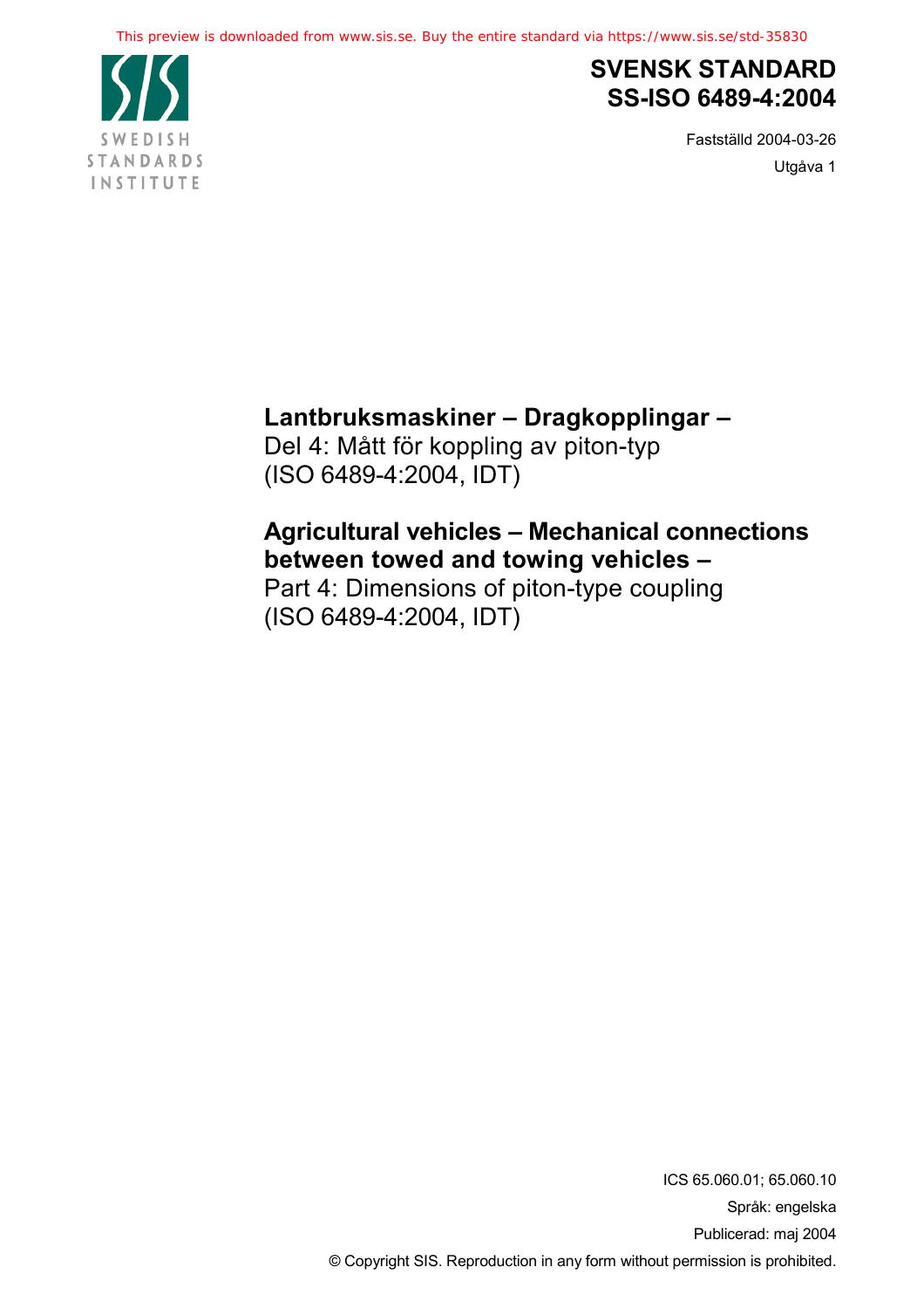This preview is downloaded from www.sis.se. Buy the entire standard via https://www.sis.se/std-35830

SWEDISH STANDARDS INSTITUTE

# SVENSK STANDARD SS-ISO 6489-4:2004

Fastställd 2004-03-26

Utgåva 1

## Lantbruksmaskiner – Dragkopplingar –
Del 4: Mått för koppling av piton-typ
(ISO 6489-4:2004, IDT)

## Agricultural vehicles – Mechanical connections between towed and towing vehicles –
Part 4: Dimensions of piton-type coupling
(ISO 6489-4:2004, IDT)

ICS 65.060.01; 65.060.10

Språk: engelska

Publicerad: maj 2004

© Copyright SIS. Reproduction in any form without permission is prohibited.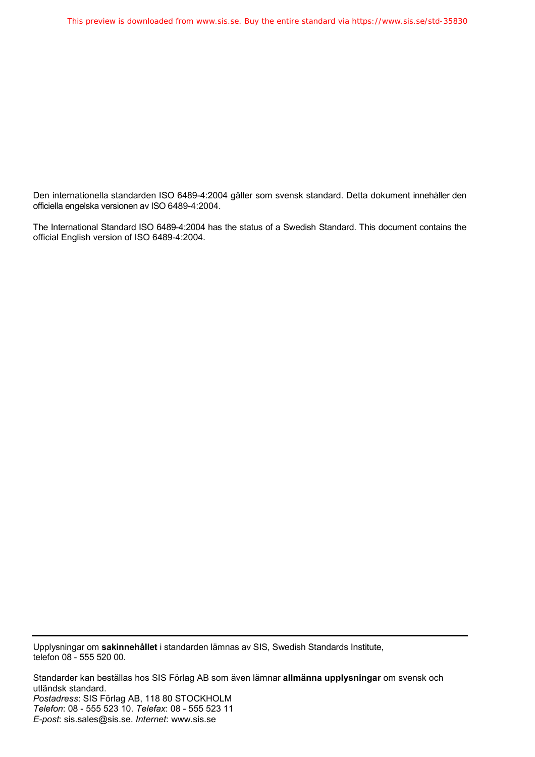Den internationella standarden ISO 6489-4:2004 gäller som svensk standard. Detta dokument innehåller den officiella engelska versionen av ISO 6489-4:2004.

The International Standard ISO 6489-4:2004 has the status of a Swedish Standard. This document contains the official English version of ISO 6489-4:2004.

---

Upplysningar om **sakinnehållet** i standarden lämnas av SIS, Swedish Standards Institute, telefon 08 - 555 520 00.

Standarder kan beställas hos SIS Förlag AB som även lämnar **allmänna upplysningar** om svensk och utländsk standard.
*Postadress*: SIS Förlag AB, 118 80 STOCKHOLM
*Telefon*: 08 - 555 523 10. *Telefax*: 08 - 555 523 11
*E-post*: sis.sales@sis.se. *Internet*: www.sis.se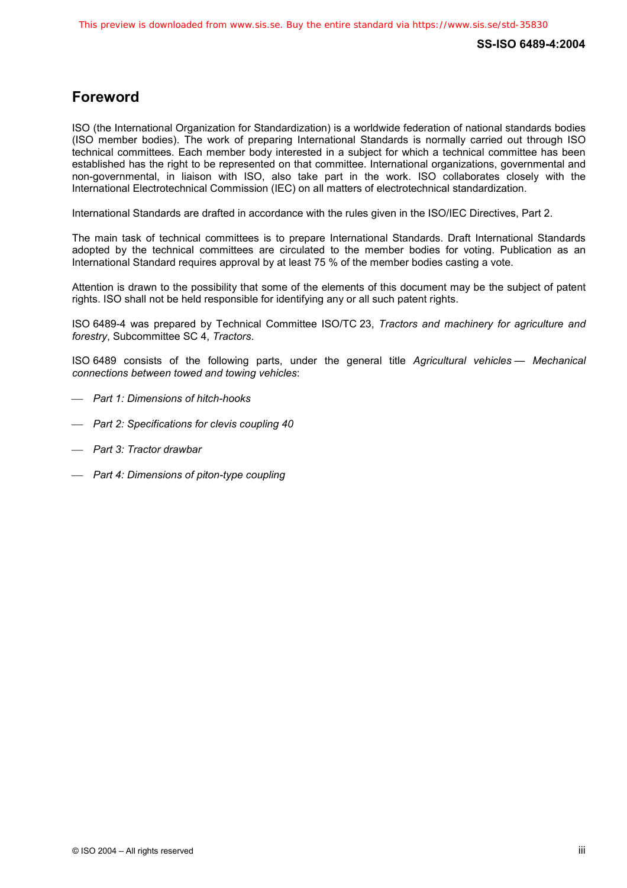# Foreword

ISO (the International Organization for Standardization) is a worldwide federation of national standards bodies (ISO member bodies). The work of preparing International Standards is normally carried out through ISO technical committees. Each member body interested in a subject for which a technical committee has been established has the right to be represented on that committee. International organizations, governmental and non-governmental, in liaison with ISO, also take part in the work. ISO collaborates closely with the International Electrotechnical Commission (IEC) on all matters of electrotechnical standardization.

International Standards are drafted in accordance with the rules given in the ISO/IEC Directives, Part 2.

The main task of technical committees is to prepare International Standards. Draft International Standards adopted by the technical committees are circulated to the member bodies for voting. Publication as an International Standard requires approval by at least 75 % of the member bodies casting a vote.

Attention is drawn to the possibility that some of the elements of this document may be the subject of patent rights. ISO shall not be held responsible for identifying any or all such patent rights.

ISO 6489-4 was prepared by Technical Committee ISO/TC 23, *Tractors and machinery for agriculture and forestry*, Subcommittee SC 4, *Tractors*.

ISO 6489 consists of the following parts, under the general title *Agricultural vehicles — Mechanical connections between towed and towing vehicles*:

- *Part 1: Dimensions of hitch-hooks*
- *Part 2: Specifications for clevis coupling 40*
- *Part 3: Tractor drawbar*
- *Part 4: Dimensions of piton-type coupling*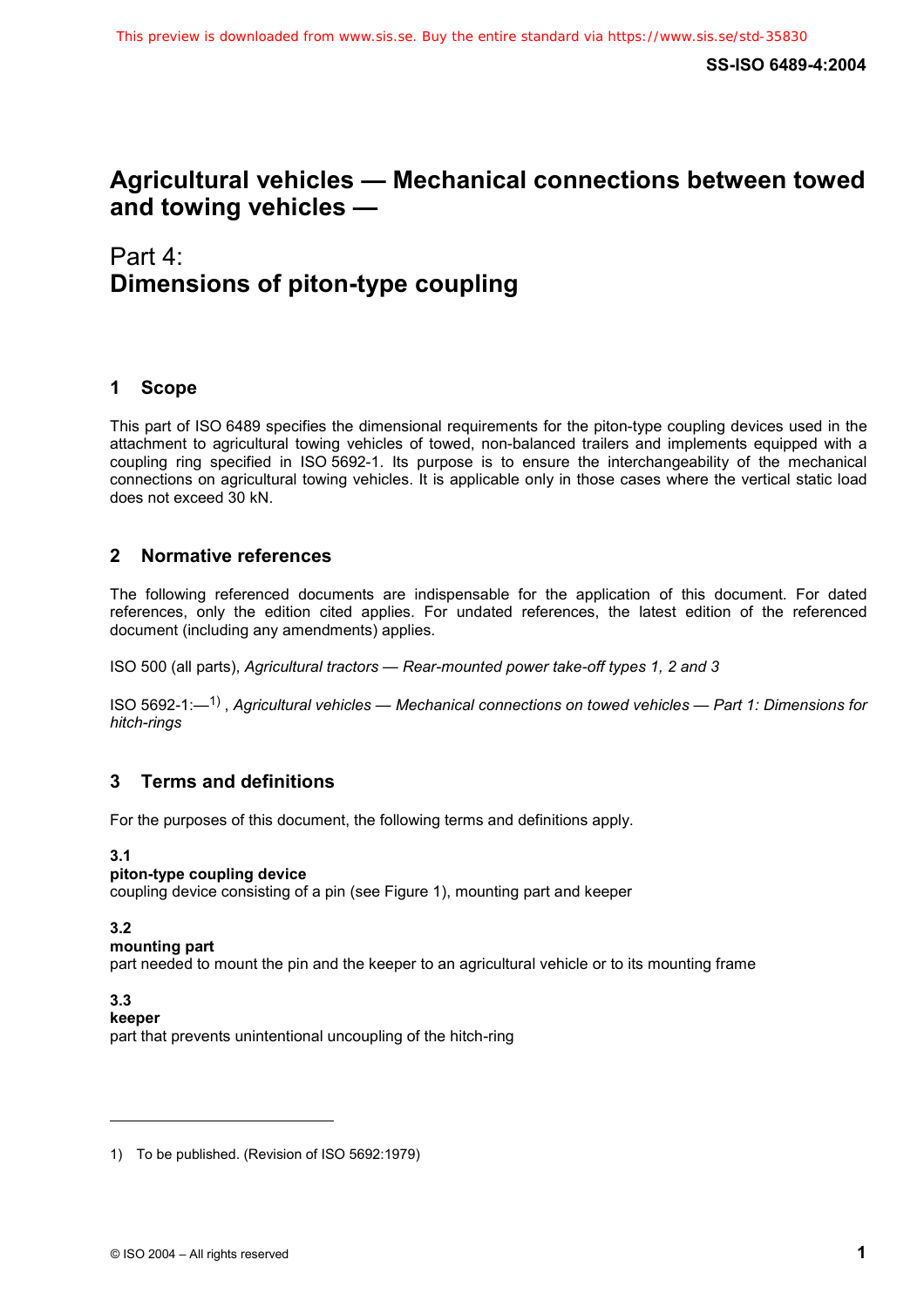# Agricultural vehicles — Mechanical connections between towed and towing vehicles —

## Part 4:
## Dimensions of piton-type coupling

## 1 Scope

This part of ISO 6489 specifies the dimensional requirements for the piton-type coupling devices used in the attachment to agricultural towing vehicles of towed, non-balanced trailers and implements equipped with a coupling ring specified in ISO 5692-1. Its purpose is to ensure the interchangeability of the mechanical connections on agricultural towing vehicles. It is applicable only in those cases where the vertical static load does not exceed 30 kN.

## 2 Normative references

The following referenced documents are indispensable for the application of this document. For dated references, only the edition cited applies. For undated references, the latest edition of the referenced document (including any amendments) applies.

ISO 500 (all parts), *Agricultural tractors — Rear-mounted power take-off types 1, 2 and 3*

ISO 5692-1:—[1]), *Agricultural vehicles — Mechanical connections on towed vehicles — Part 1: Dimensions for hitch-rings*

## 3 Terms and definitions

For the purposes of this document, the following terms and definitions apply.

**3.1**
**piton-type coupling device**
coupling device consisting of a pin (see Figure 1), mounting part and keeper

**3.2**
**mounting part**
part needed to mount the pin and the keeper to an agricultural vehicle or to its mounting frame

**3.3**
**keeper**
part that prevents unintentional uncoupling of the hitch-ring

---

1) To be published. (Revision of ISO 5692:1979)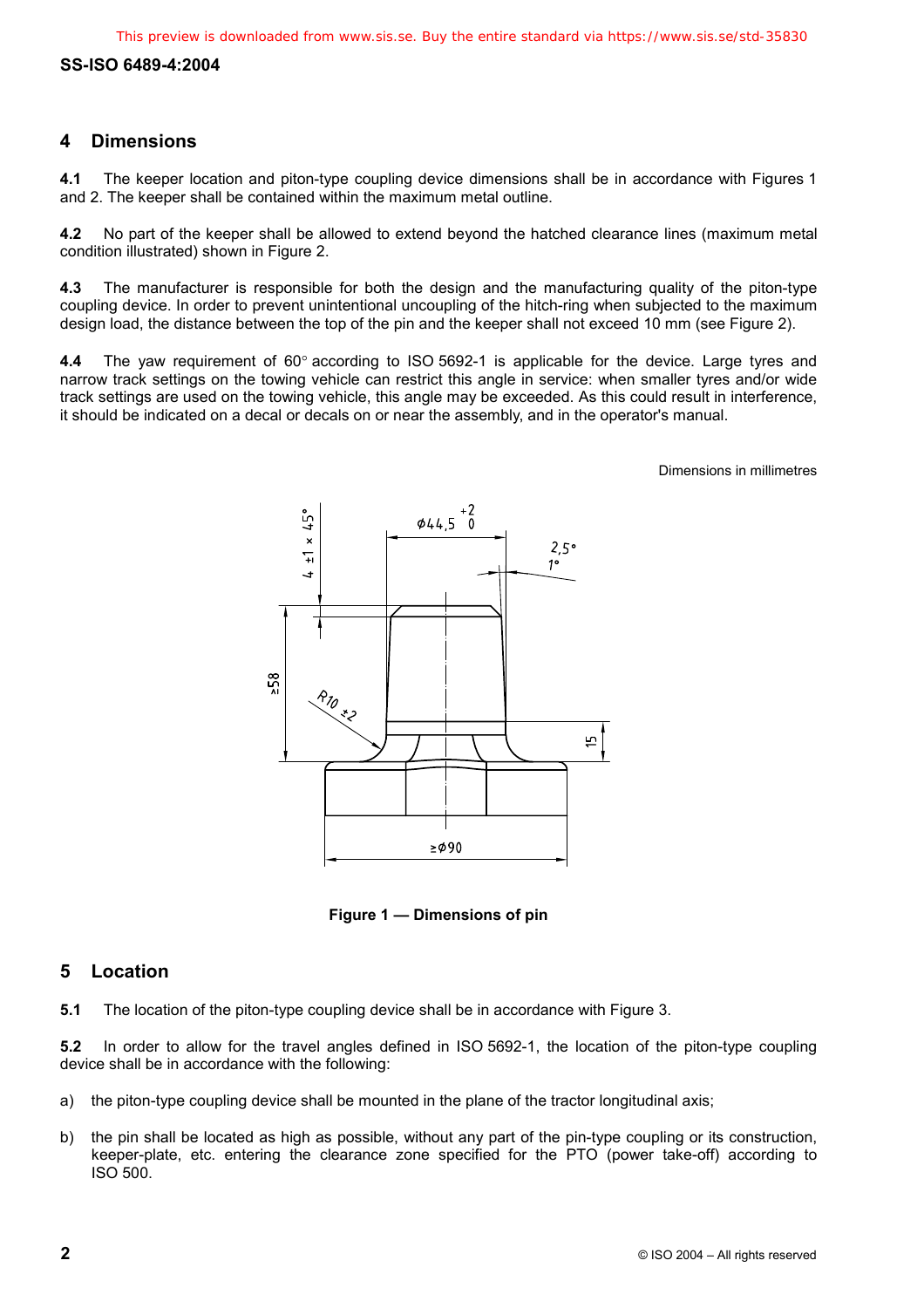## 4 Dimensions

**4.1** The keeper location and piton-type coupling device dimensions shall be in accordance with Figures 1 and 2. The keeper shall be contained within the maximum metal outline.

**4.2** No part of the keeper shall be allowed to extend beyond the hatched clearance lines (maximum metal condition illustrated) shown in Figure 2.

**4.3** The manufacturer is responsible for both the design and the manufacturing quality of the piton-type coupling device. In order to prevent unintentional uncoupling of the hitch-ring when subjected to the maximum design load, the distance between the top of the pin and the keeper shall not exceed 10 mm (see Figure 2).

**4.4** The yaw requirement of 60° according to ISO 5692-1 is applicable for the device. Large tyres and narrow track settings on the towing vehicle can restrict this angle in service: when smaller tyres and/or wide track settings are used on the towing vehicle, this angle may be exceeded. As this could result in interference, it should be indicated on a decal or decals on or near the assembly, and in the operator's manual.

Dimensions in millimetres

$\phi 44,5 \, ^{+2}_{0}$

$4 \pm 1 \times 45°$

2,5°
1°

≥58

R10 ±2

15

≥ϕ90

**Figure 1 — Dimensions of pin**

## 5 Location

**5.1** The location of the piton-type coupling device shall be in accordance with Figure 3.

**5.2** In order to allow for the travel angles defined in ISO 5692-1, the location of the piton-type coupling device shall be in accordance with the following:

a) the piton-type coupling device shall be mounted in the plane of the tractor longitudinal axis;

b) the pin shall be located as high as possible, without any part of the pin-type coupling or its construction, keeper-plate, etc. entering the clearance zone specified for the PTO (power take-off) according to ISO 500.